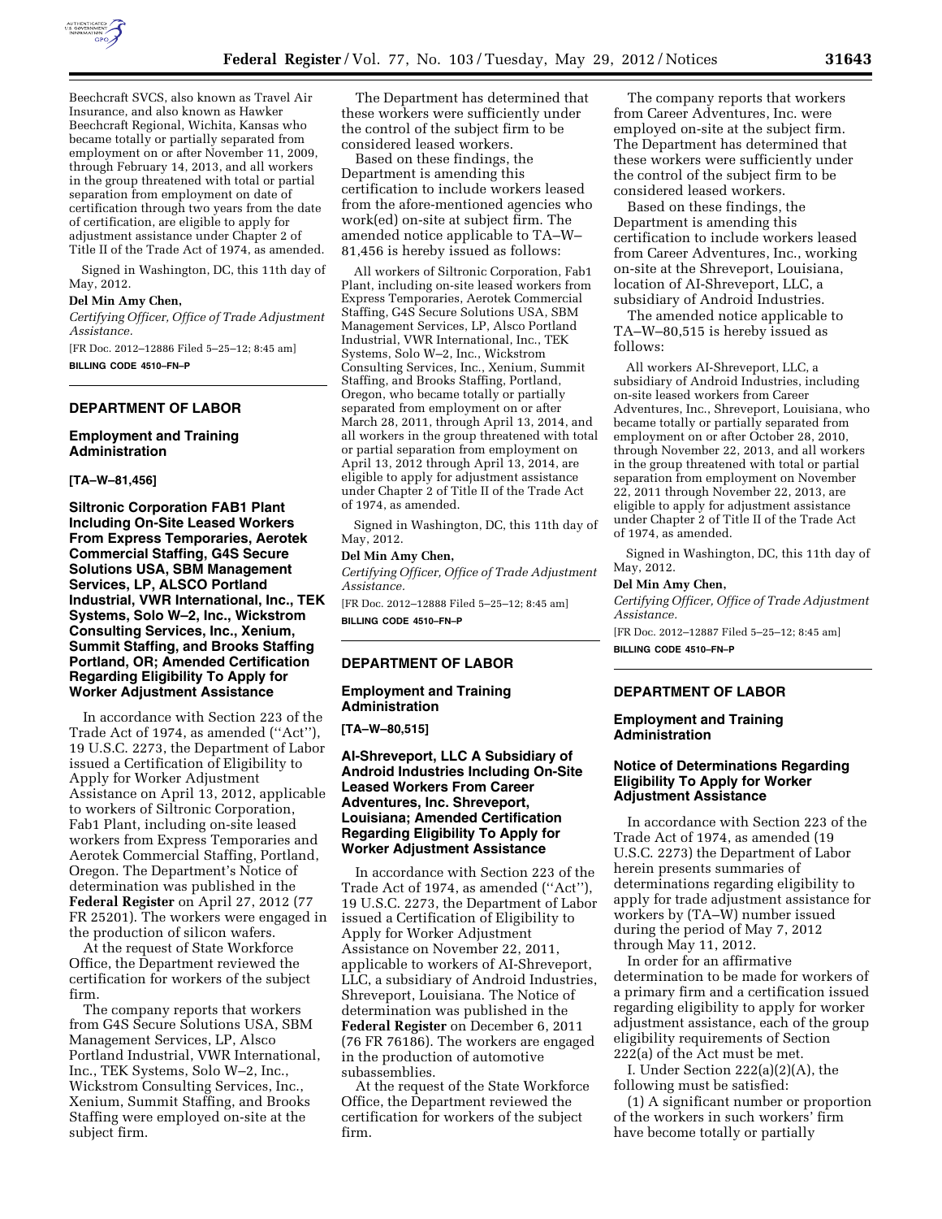Beechcraft SVCS, also known as Travel Air Insurance, and also known as Hawker Beechcraft Regional, Wichita, Kansas who became totally or partially separated from employment on or after November 11, 2009, through February 14, 2013, and all workers in the group threatened with total or partial separation from employment on date of certification through two years from the date of certification, are eligible to apply for adjustment assistance under Chapter 2 of Title II of the Trade Act of 1974, as amended.

Signed in Washington, DC, this 11th day of May, 2012.

**Del Min Amy Chen,**

*Certifying Officer, Office of Trade Adjustment Assistance.*

[FR Doc. 2012–12886 Filed 5–25–12; 8:45 am]

**BILLING CODE 4510–FN–P**

## DEPARTMENT OF LABOR

### Employment and Training Administration

**[TA–W–81,456]**

### Siltronic Corporation FAB1 Plant Including On-Site Leased Workers From Express Temporaries, Aerotek Commercial Staffing, G4S Secure Solutions USA, SBM Management Services, LP, ALSCO Portland Industrial, VWR International, Inc., TEK Systems, Solo W–2, Inc., Wickstrom Consulting Services, Inc., Xenium, Summit Staffing, and Brooks Staffing Portland, OR; Amended Certification Regarding Eligibility To Apply for Worker Adjustment Assistance

In accordance with Section 223 of the Trade Act of 1974, as amended (''Act''), 19 U.S.C. 2273, the Department of Labor issued a Certification of Eligibility to Apply for Worker Adjustment Assistance on April 13, 2012, applicable to workers of Siltronic Corporation, Fab1 Plant, including on-site leased workers from Express Temporaries and Aerotek Commercial Staffing, Portland, Oregon. The Department's Notice of determination was published in the **Federal Register** on April 27, 2012 (77 FR 25201). The workers were engaged in the production of silicon wafers.

At the request of State Workforce Office, the Department reviewed the certification for workers of the subject firm.

The company reports that workers from G4S Secure Solutions USA, SBM Management Services, LP, Alsco Portland Industrial, VWR International, Inc., TEK Systems, Solo W–2, Inc., Wickstrom Consulting Services, Inc., Xenium, Summit Staffing, and Brooks Staffing were employed on-site at the subject firm.

The Department has determined that these workers were sufficiently under the control of the subject firm to be considered leased workers.

Based on these findings, the Department is amending this certification to include workers leased from the afore-mentioned agencies who work(ed) on-site at subject firm. The amended notice applicable to TA–W–81,456 is hereby issued as follows:

> All workers of Siltronic Corporation, Fab1 Plant, including on-site leased workers from Express Temporaries, Aerotek Commercial Staffing, G4S Secure Solutions USA, SBM Management Services, LP, Alsco Portland Industrial, VWR International, Inc., TEK Systems, Solo W–2, Inc., Wickstrom Consulting Services, Inc., Xenium, Summit Staffing, and Brooks Staffing, Portland, Oregon, who became totally or partially separated from employment on or after March 28, 2011, through April 13, 2014, and all workers in the group threatened with total or partial separation from employment on April 13, 2012 through April 13, 2014, are eligible to apply for adjustment assistance under Chapter 2 of Title II of the Trade Act of 1974, as amended.

Signed in Washington, DC, this 11th day of May, 2012.

**Del Min Amy Chen,**

*Certifying Officer, Office of Trade Adjustment Assistance.*

[FR Doc. 2012–12888 Filed 5–25–12; 8:45 am]

**BILLING CODE 4510–FN–P**

## DEPARTMENT OF LABOR

### Employment and Training Administration

**[TA–W–80,515]**

### AI-Shreveport, LLC A Subsidiary of Android Industries Including On-Site Leased Workers From Career Adventures, Inc. Shreveport, Louisiana; Amended Certification Regarding Eligibility To Apply for Worker Adjustment Assistance

In accordance with Section 223 of the Trade Act of 1974, as amended (''Act''), 19 U.S.C. 2273, the Department of Labor issued a Certification of Eligibility to Apply for Worker Adjustment Assistance on November 22, 2011, applicable to workers of AI-Shreveport, LLC, a subsidiary of Android Industries, Shreveport, Louisiana. The Notice of determination was published in the **Federal Register** on December 6, 2011 (76 FR 76186). The workers are engaged in the production of automotive subassemblies.

At the request of the State Workforce Office, the Department reviewed the certification for workers of the subject firm.

The company reports that workers from Career Adventures, Inc. were employed on-site at the subject firm. The Department has determined that these workers were sufficiently under the control of the subject firm to be considered leased workers.

Based on these findings, the Department is amending this certification to include workers leased from Career Adventures, Inc., working on-site at the Shreveport, Louisiana, location of AI-Shreveport, LLC, a subsidiary of Android Industries.

The amended notice applicable to TA–W–80,515 is hereby issued as follows:

> All workers AI-Shreveport, LLC, a subsidiary of Android Industries, including on-site leased workers from Career Adventures, Inc., Shreveport, Louisiana, who became totally or partially separated from employment on or after October 28, 2010, through November 22, 2013, and all workers in the group threatened with total or partial separation from employment on November 22, 2011 through November 22, 2013, are eligible to apply for adjustment assistance under Chapter 2 of Title II of the Trade Act of 1974, as amended.

Signed in Washington, DC, this 11th day of May, 2012.

**Del Min Amy Chen,**

*Certifying Officer, Office of Trade Adjustment Assistance.*

[FR Doc. 2012–12887 Filed 5–25–12; 8:45 am]

**BILLING CODE 4510–FN–P**

## DEPARTMENT OF LABOR

### Employment and Training Administration

### Notice of Determinations Regarding Eligibility To Apply for Worker Adjustment Assistance

In accordance with Section 223 of the Trade Act of 1974, as amended (19 U.S.C. 2273) the Department of Labor herein presents summaries of determinations regarding eligibility to apply for trade adjustment assistance for workers by (TA–W) number issued during the period of May 7, 2012 through May 11, 2012.

In order for an affirmative determination to be made for workers of a primary firm and a certification issued regarding eligibility to apply for worker adjustment assistance, each of the group eligibility requirements of Section 222(a) of the Act must be met.

I. Under Section 222(a)(2)(A), the following must be satisfied:

(1) A significant number or proportion of the workers in such workers' firm have become totally or partially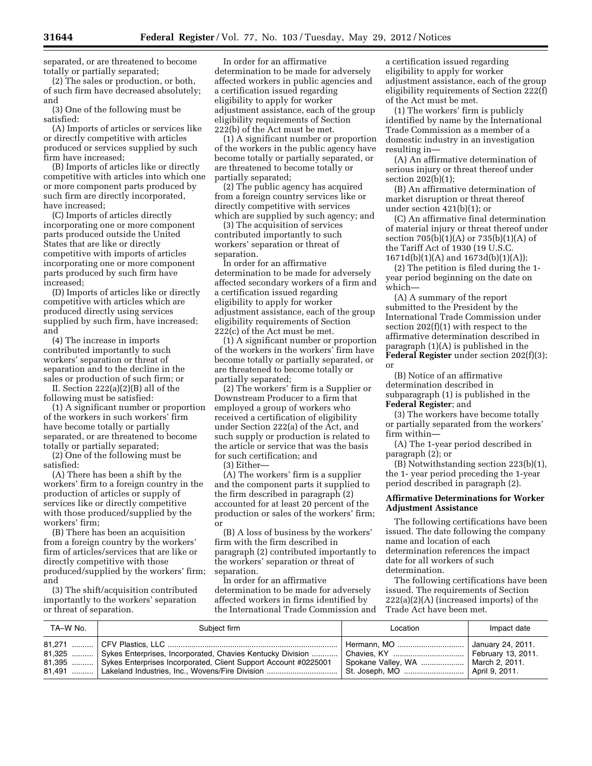separated, or are threatened to become totally or partially separated;

(2) The sales or production, or both, of such firm have decreased absolutely; and

(3) One of the following must be satisfied:

(A) Imports of articles or services like or directly competitive with articles produced or services supplied by such firm have increased;

(B) Imports of articles like or directly competitive with articles into which one or more component parts produced by such firm are directly incorporated, have increased;

(C) Imports of articles directly incorporating one or more component parts produced outside the United States that are like or directly competitive with imports of articles incorporating one or more component parts produced by such firm have increased;

(D) Imports of articles like or directly competitive with articles which are produced directly using services supplied by such firm, have increased; and

(4) The increase in imports contributed importantly to such workers' separation or threat of separation and to the decline in the sales or production of such firm; or

II. Section 222(a)(2)(B) all of the following must be satisfied:

(1) A significant number or proportion of the workers in such workers' firm have become totally or partially separated, or are threatened to become totally or partially separated;

(2) One of the following must be satisfied:

(A) There has been a shift by the workers' firm to a foreign country in the production of articles or supply of services like or directly competitive with those produced/supplied by the workers' firm;

(B) There has been an acquisition from a foreign country by the workers' firm of articles/services that are like or directly competitive with those produced/supplied by the workers' firm; and

(3) The shift/acquisition contributed importantly to the workers' separation or threat of separation.

In order for an affirmative determination to be made for adversely affected workers in public agencies and a certification issued regarding eligibility to apply for worker adjustment assistance, each of the group eligibility requirements of Section 222(b) of the Act must be met.

(1) A significant number or proportion of the workers in the public agency have become totally or partially separated, or are threatened to become totally or partially separated;

(2) The public agency has acquired from a foreign country services like or directly competitive with services which are supplied by such agency; and

(3) The acquisition of services contributed importantly to such workers' separation or threat of separation.

In order for an affirmative determination to be made for adversely affected secondary workers of a firm and a certification issued regarding eligibility to apply for worker adjustment assistance, each of the group eligibility requirements of Section 222(c) of the Act must be met.

(1) A significant number or proportion of the workers in the workers' firm have become totally or partially separated, or are threatened to become totally or partially separated;

(2) The workers' firm is a Supplier or Downstream Producer to a firm that employed a group of workers who received a certification of eligibility under Section 222(a) of the Act, and such supply or production is related to the article or service that was the basis for such certification; and

(3) Either—

(A) The workers' firm is a supplier and the component parts it supplied to the firm described in paragraph (2) accounted for at least 20 percent of the production or sales of the workers' firm; or

(B) A loss of business by the workers' firm with the firm described in paragraph (2) contributed importantly to the workers' separation or threat of separation.

In order for an affirmative determination to be made for adversely affected workers in firms identified by the International Trade Commission and a certification issued regarding eligibility to apply for worker adjustment assistance, each of the group eligibility requirements of Section 222(f) of the Act must be met.

(1) The workers' firm is publicly identified by name by the International Trade Commission as a member of a domestic industry in an investigation resulting in—

(A) An affirmative determination of serious injury or threat thereof under section 202(b)(1);

(B) An affirmative determination of market disruption or threat thereof under section 421(b)(1); or

(C) An affirmative final determination of material injury or threat thereof under section 705(b)(1)(A) or 735(b)(1)(A) of the Tariff Act of 1930 (19 U.S.C. 1671d(b)(1)(A) and 1673d(b)(1)(A));

(2) The petition is filed during the 1-year period beginning on the date on which—

(A) A summary of the report submitted to the President by the International Trade Commission under section 202(f)(1) with respect to the affirmative determination described in paragraph (1)(A) is published in the **Federal Register** under section 202(f)(3); or

(B) Notice of an affirmative determination described in subparagraph (1) is published in the **Federal Register**; and

(3) The workers have become totally or partially separated from the workers' firm within—

(A) The 1-year period described in paragraph (2); or

(B) Notwithstanding section 223(b)(1), the 1- year period preceding the 1-year period described in paragraph (2).

## Affirmative Determinations for Worker Adjustment Assistance

The following certifications have been issued. The date following the company name and location of each determination references the impact date for all workers of such determination.

The following certifications have been issued. The requirements of Section 222(a)(2)(A) (increased imports) of the Trade Act have been met.

| TA–W No. | Subject firm | Location | Impact date |
|---|---|---|---|
| 81,271 | CFV Plastics, LLC | Hermann, MO | January 24, 2011. |
| 81,325 | Sykes Enterprises, Incorporated, Chavies Kentucky Division | Chavies, KY | February 13, 2011. |
| 81,395 | Sykes Enterprises Incorporated, Client Support Account #0225001 | Spokane Valley, WA | March 2, 2011. |
| 81,491 | Lakeland Industries, Inc., Wovens/Fire Division | St. Joseph, MO | April 9, 2011. |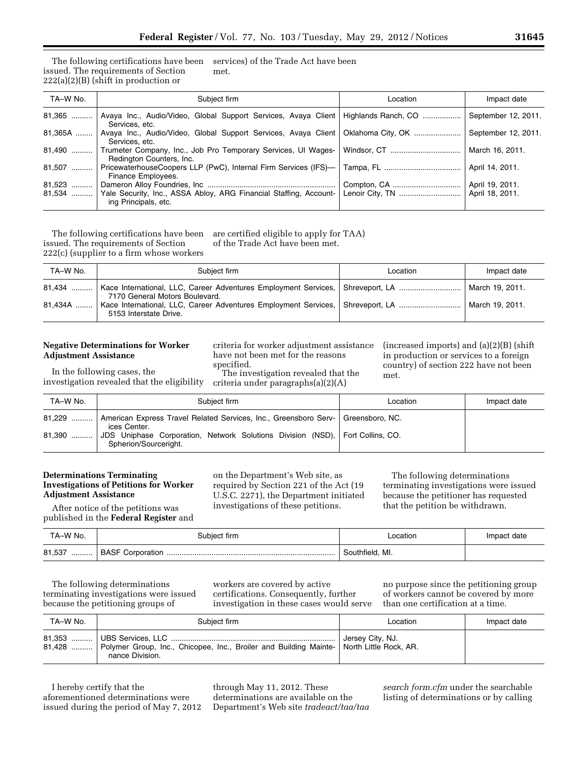The following certifications have been issued. The requirements of Section 222(a)(2)(B) (shift in production or services) of the Trade Act have been met.

| TA–W No. | Subject firm | Location | Impact date |
|---|---|---|---|
| 81,365 | Avaya Inc., Audio/Video, Global Support Services, Avaya Client Services, etc. | Highlands Ranch, CO | September 12, 2011. |
| 81,365A | Avaya Inc., Audio/Video, Global Support Services, Avaya Client Services, etc. | Oklahoma City, OK | September 12, 2011. |
| 81,490 | Trumeter Company, Inc., Job Pro Temporary Services, UI Wages-Redington Counters, Inc. | Windsor, CT | March 16, 2011. |
| 81,507 | PricewaterhouseCoopers LLP (PwC), Internal Firm Services (IFS)—Finance Employees. | Tampa, FL | April 14, 2011. |
| 81,523 | Dameron Alloy Foundries, Inc | Compton, CA | April 19, 2011. |
| 81,534 | Yale Security, Inc., ASSA Abloy, ARG Financial Staffing, Accounting Principals, etc. | Lenoir City, TN | April 18, 2011. |

The following certifications have been issued. The requirements of Section 222(c) (supplier to a firm whose workers are certified eligible to apply for TAA) of the Trade Act have been met.

| TA–W No. | Subject firm | Location | Impact date |
|---|---|---|---|
| 81,434 | Kace International, LLC, Career Adventures Employment Services, 7170 General Motors Boulevard. | Shreveport, LA | March 19, 2011. |
| 81,434A | Kace International, LLC, Career Adventures Employment Services, 5153 Interstate Drive. | Shreveport, LA | March 19, 2011. |

**Negative Determinations for Worker Adjustment Assistance**

In the following cases, the investigation revealed that the eligibility criteria for worker adjustment assistance have not been met for the reasons specified.

The investigation revealed that the criteria under paragraphs(a)(2)(A) (increased imports) and (a)(2)(B) (shift in production or services to a foreign country) of section 222 have not been met.

| TA–W No. | Subject firm | Location | Impact date |
|---|---|---|---|
| 81,229 | American Express Travel Related Services, Inc., Greensboro Services Center. | Greensboro, NC. | |
| 81,390 | JDS Uniphase Corporation, Network Solutions Division (NSD), Spherion/Sourceright. | Fort Collins, CO. | |

**Determinations Terminating Investigations of Petitions for Worker Adjustment Assistance**

After notice of the petitions was published in the **Federal Register** and on the Department's Web site, as required by Section 221 of the Act (19 U.S.C. 2271), the Department initiated investigations of these petitions.

The following determinations terminating investigations were issued because the petitioner has requested that the petition be withdrawn.

| TA–W No. | Subject firm | Location | Impact date |
|---|---|---|---|
| 81,537 | BASF Corporation | Southfield, MI. | |

The following determinations terminating investigations were issued because the petitioning groups of workers are covered by active certifications. Consequently, further investigation in these cases would serve no purpose since the petitioning group of workers cannot be covered by more than one certification at a time.

| TA–W No. | Subject firm | Location | Impact date |
|---|---|---|---|
| 81,353 | UBS Services, LLC | Jersey City, NJ. | |
| 81,428 | Polymer Group, Inc., Chicopee, Inc., Broiler and Building Maintenance Division. | North Little Rock, AR. | |

I hereby certify that the aforementioned determinations were issued during the period of May 7, 2012 through May 11, 2012. These determinations are available on the Department's Web site *tradeact/taa/taa search form.cfm* under the searchable listing of determinations or by calling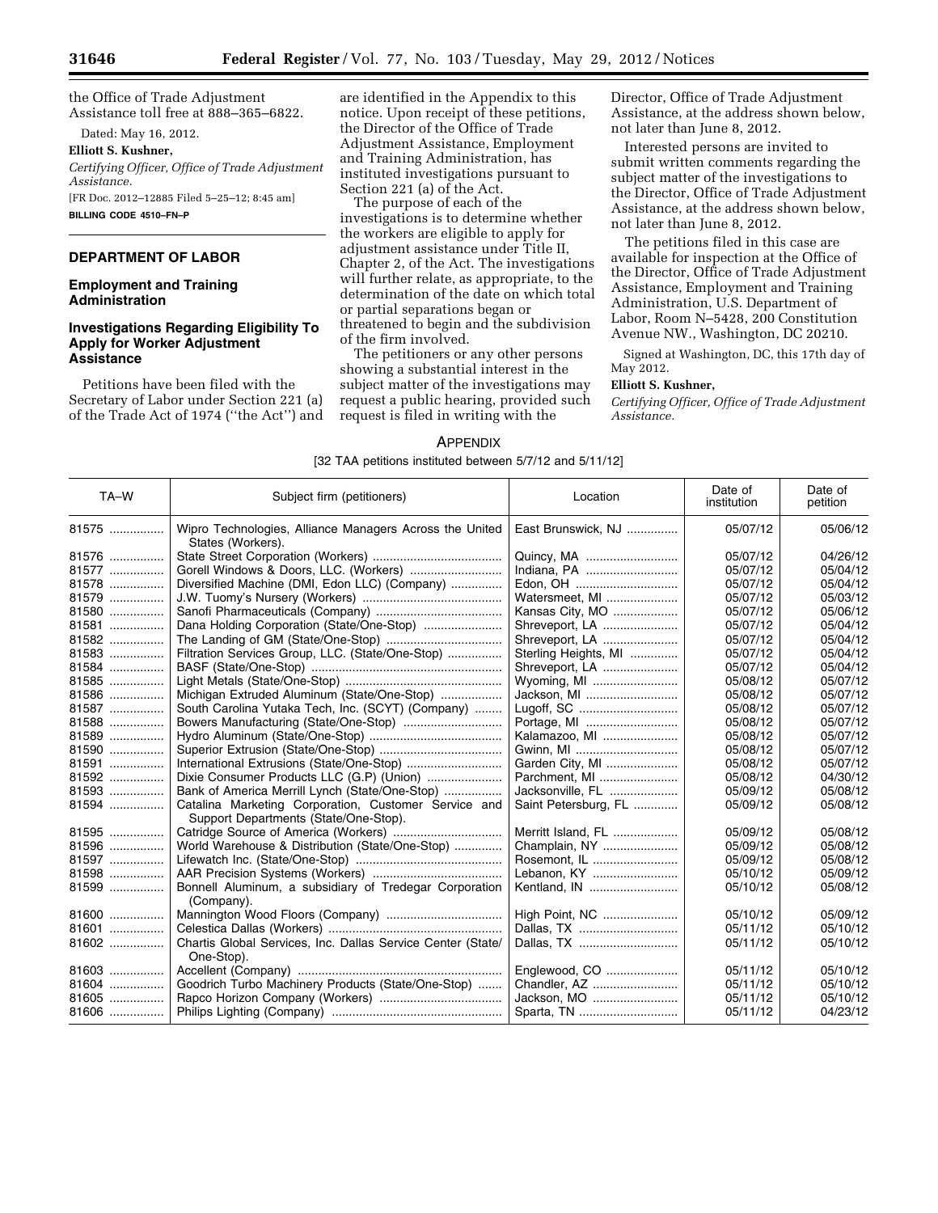the Office of Trade Adjustment Assistance toll free at 888–365–6822.

Dated: May 16, 2012.

**Elliott S. Kushner,**

*Certifying Officer, Office of Trade Adjustment Assistance.*

[FR Doc. 2012–12885 Filed 5–25–12; 8:45 am]

**BILLING CODE 4510–FN–P**

## DEPARTMENT OF LABOR

### Employment and Training Administration

### Investigations Regarding Eligibility To Apply for Worker Adjustment Assistance

Petitions have been filed with the Secretary of Labor under Section 221 (a) of the Trade Act of 1974 (''the Act'') and are identified in the Appendix to this notice. Upon receipt of these petitions, the Director of the Office of Trade Adjustment Assistance, Employment and Training Administration, has instituted investigations pursuant to Section 221 (a) of the Act.

The purpose of each of the investigations is to determine whether the workers are eligible to apply for adjustment assistance under Title II, Chapter 2, of the Act. The investigations will further relate, as appropriate, to the determination of the date on which total or partial separations began or threatened to begin and the subdivision of the firm involved.

The petitioners or any other persons showing a substantial interest in the subject matter of the investigations may request a public hearing, provided such request is filed in writing with the Director, Office of Trade Adjustment Assistance, at the address shown below, not later than June 8, 2012.

Interested persons are invited to submit written comments regarding the subject matter of the investigations to the Director, Office of Trade Adjustment Assistance, at the address shown below, not later than June 8, 2012.

The petitions filed in this case are available for inspection at the Office of the Director, Office of Trade Adjustment Assistance, Employment and Training Administration, U.S. Department of Labor, Room N–5428, 200 Constitution Avenue NW., Washington, DC 20210.

Signed at Washington, DC, this 17th day of May 2012.

**Elliott S. Kushner,**

*Certifying Officer, Office of Trade Adjustment Assistance.*

APPENDIX

[32 TAA petitions instituted between 5/7/12 and 5/11/12]

| TA–W | Subject firm (petitioners) | Location | Date of institution | Date of petition |
|---|---|---|---|---|
| 81575 | Wipro Technologies, Alliance Managers Across the United States (Workers). | East Brunswick, NJ | 05/07/12 | 05/06/12 |
| 81576 | State Street Corporation (Workers) | Quincy, MA | 05/07/12 | 04/26/12 |
| 81577 | Gorell Windows & Doors, LLC. (Workers) | Indiana, PA | 05/07/12 | 05/04/12 |
| 81578 | Diversified Machine (DMI, Edon LLC) (Company) | Edon, OH | 05/07/12 | 05/04/12 |
| 81579 | J.W. Tuomy's Nursery (Workers) | Watersmeet, MI | 05/07/12 | 05/03/12 |
| 81580 | Sanofi Pharmaceuticals (Company) | Kansas City, MO | 05/07/12 | 05/06/12 |
| 81581 | Dana Holding Corporation (State/One-Stop) | Shreveport, LA | 05/07/12 | 05/04/12 |
| 81582 | The Landing of GM (State/One-Stop) | Shreveport, LA | 05/07/12 | 05/04/12 |
| 81583 | Filtration Services Group, LLC. (State/One-Stop) | Sterling Heights, MI | 05/07/12 | 05/04/12 |
| 81584 | BASF (State/One-Stop) | Shreveport, LA | 05/07/12 | 05/04/12 |
| 81585 | Light Metals (State/One-Stop) | Wyoming, MI | 05/08/12 | 05/07/12 |
| 81586 | Michigan Extruded Aluminum (State/One-Stop) | Jackson, MI | 05/08/12 | 05/07/12 |
| 81587 | South Carolina Yutaka Tech, Inc. (SCYT) (Company) | Lugoff, SC | 05/08/12 | 05/07/12 |
| 81588 | Bowers Manufacturing (State/One-Stop) | Portage, MI | 05/08/12 | 05/07/12 |
| 81589 | Hydro Aluminum (State/One-Stop) | Kalamazoo, MI | 05/08/12 | 05/07/12 |
| 81590 | Superior Extrusion (State/One-Stop) | Gwinn, MI | 05/08/12 | 05/07/12 |
| 81591 | International Extrusions (State/One-Stop) | Garden City, MI | 05/08/12 | 05/07/12 |
| 81592 | Dixie Consumer Products LLC (G.P) (Union) | Parchment, MI | 05/08/12 | 04/30/12 |
| 81593 | Bank of America Merrill Lynch (State/One-Stop) | Jacksonville, FL | 05/09/12 | 05/08/12 |
| 81594 | Catalina Marketing Corporation, Customer Service and Support Departments (State/One-Stop). | Saint Petersburg, FL | 05/09/12 | 05/08/12 |
| 81595 | Catridge Source of America (Workers) | Merritt Island, FL | 05/09/12 | 05/08/12 |
| 81596 | World Warehouse & Distribution (State/One-Stop) | Champlain, NY | 05/09/12 | 05/08/12 |
| 81597 | Lifewatch Inc. (State/One-Stop) | Rosemont, IL | 05/09/12 | 05/08/12 |
| 81598 | AAR Precision Systems (Workers) | Lebanon, KY | 05/10/12 | 05/09/12 |
| 81599 | Bonnell Aluminum, a subsidiary of Tredegar Corporation (Company). | Kentland, IN | 05/10/12 | 05/08/12 |
| 81600 | Mannington Wood Floors (Company) | High Point, NC | 05/10/12 | 05/09/12 |
| 81601 | Celestica Dallas (Workers) | Dallas, TX | 05/11/12 | 05/10/12 |
| 81602 | Chartis Global Services, Inc. Dallas Service Center (State/ One-Stop). | Dallas, TX | 05/11/12 | 05/10/12 |
| 81603 | Accellent (Company) | Englewood, CO | 05/11/12 | 05/10/12 |
| 81604 | Goodrich Turbo Machinery Products (State/One-Stop) | Chandler, AZ | 05/11/12 | 05/10/12 |
| 81605 | Rapco Horizon Company (Workers) | Jackson, MO | 05/11/12 | 05/10/12 |
| 81606 | Philips Lighting (Company) | Sparta, TN | 05/11/12 | 04/23/12 |